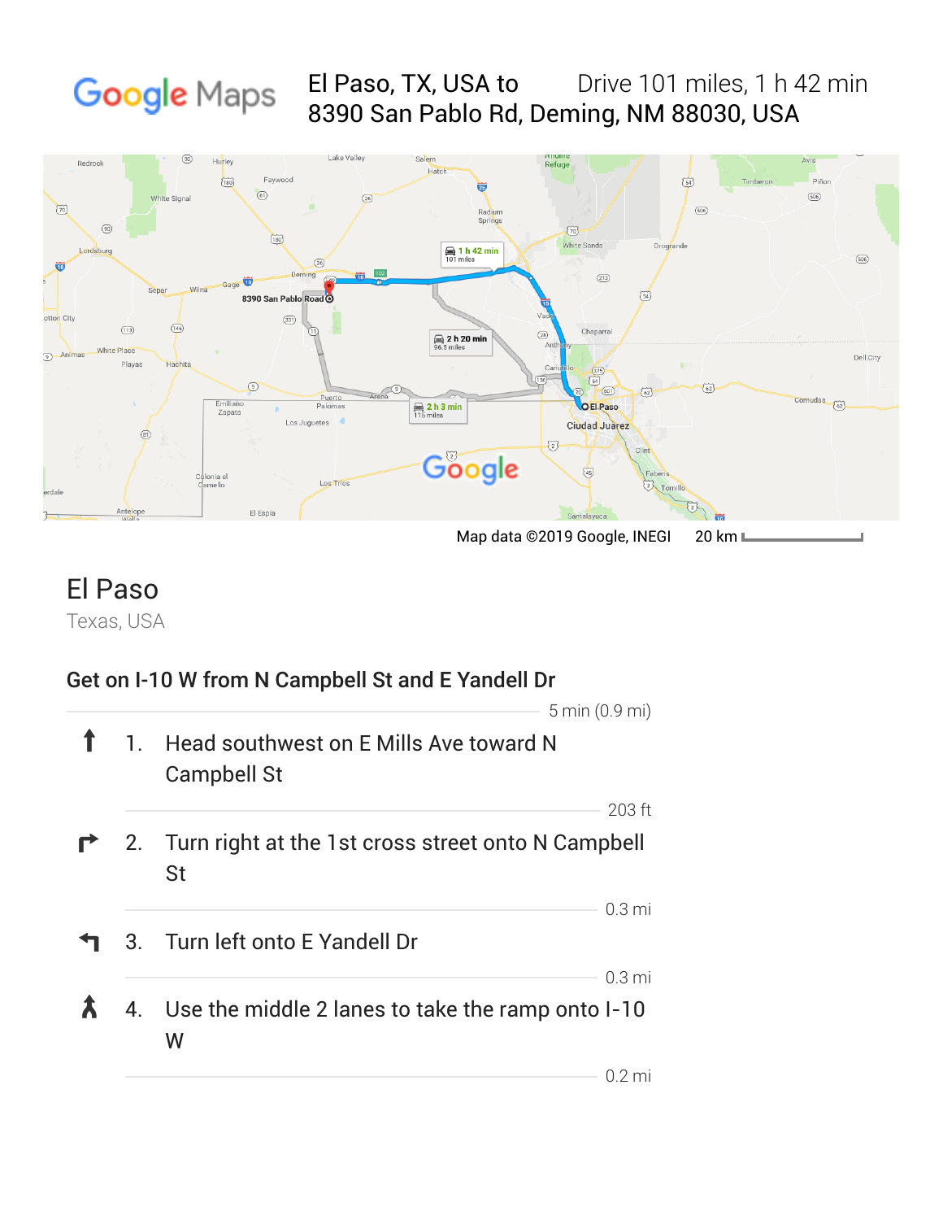Google Maps

El Paso, TX, USA to 8390 San Pablo Rd, Deming, NM 88030, USA

Drive 101 miles, 1 h 42 min

Map data ©2019 Google, INEGI 20 km

# El Paso

Texas, USA

## Get on I-10 W from N Campbell St and E Yandell Dr

5 min (0.9 mi)

1. Head southwest on E Mills Ave toward N Campbell St

203 ft

2. Turn right at the 1st cross street onto N Campbell St

0.3 mi

3. Turn left onto E Yandell Dr

0.3 mi

4. Use the middle 2 lanes to take the ramp onto I-10 W

0.2 mi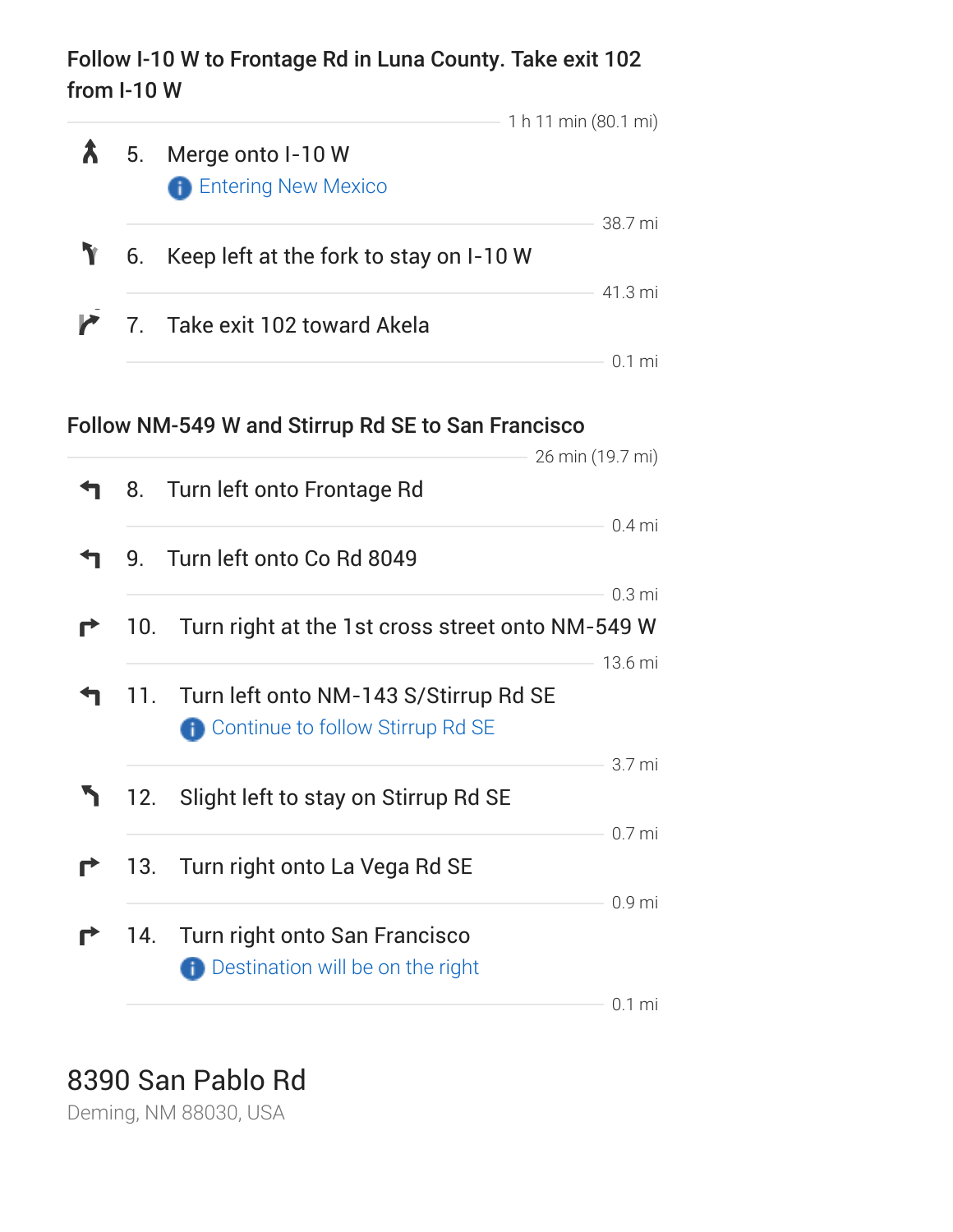### Follow I-10 W to Frontage Rd in Luna County. Take exit 102 from I-10 W

1 h 11 min (80.1 mi)

5. Merge onto I-10 W
   Entering New Mexico

   38.7 mi

6. Keep left at the fork to stay on I-10 W

   41.3 mi

7. Take exit 102 toward Akela

   0.1 mi

### Follow NM-549 W and Stirrup Rd SE to San Francisco

26 min (19.7 mi)

8. Turn left onto Frontage Rd

   0.4 mi

9. Turn left onto Co Rd 8049

   0.3 mi

10. Turn right at the 1st cross street onto NM-549 W

    13.6 mi

11. Turn left onto NM-143 S/Stirrup Rd SE
    Continue to follow Stirrup Rd SE

    3.7 mi

12. Slight left to stay on Stirrup Rd SE

    0.7 mi

13. Turn right onto La Vega Rd SE

    0.9 mi

14. Turn right onto San Francisco
    Destination will be on the right

    0.1 mi

## 8390 San Pablo Rd

Deming, NM 88030, USA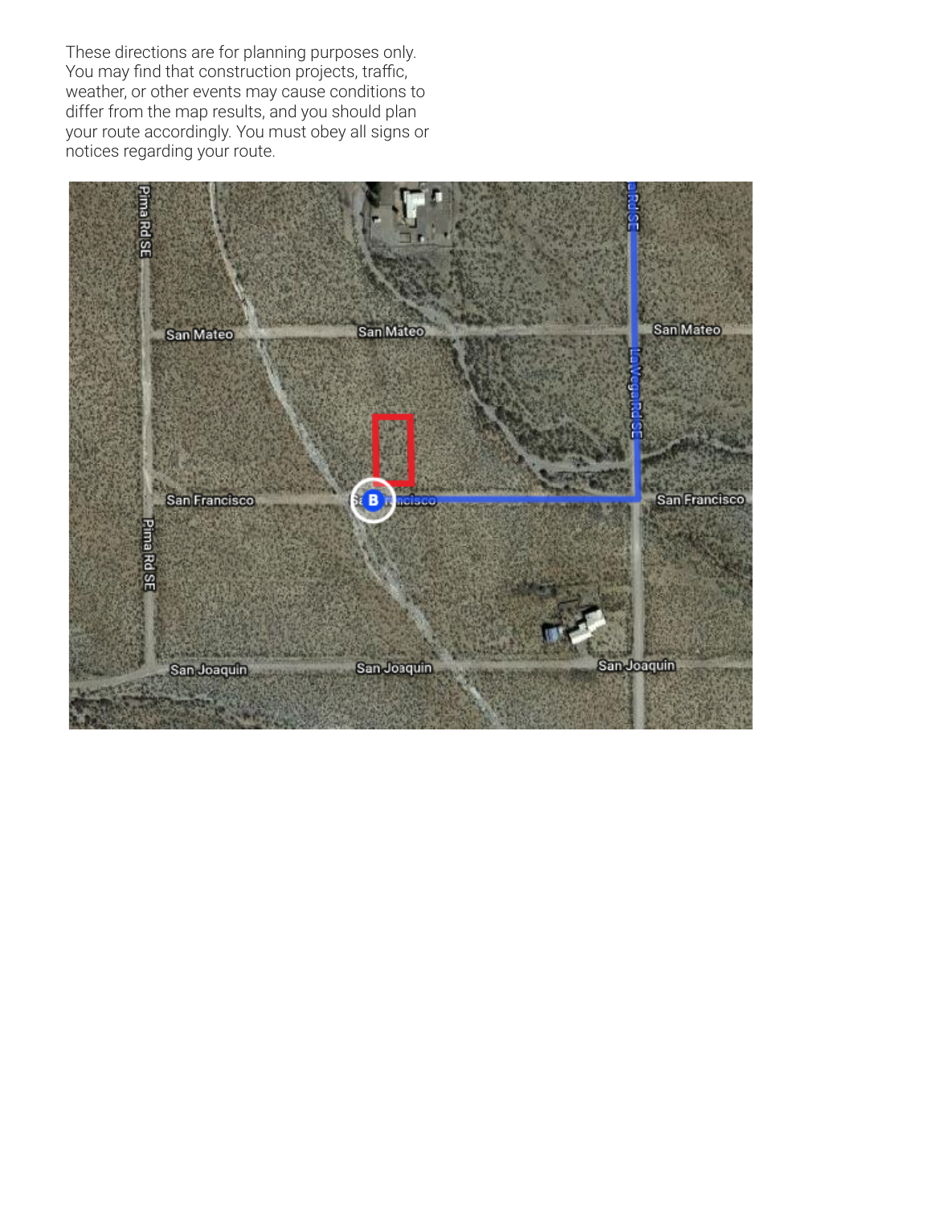These directions are for planning purposes only. You may find that construction projects, traffic, weather, or other events may cause conditions to differ from the map results, and you should plan your route accordingly. You must obey all signs or notices regarding your route.